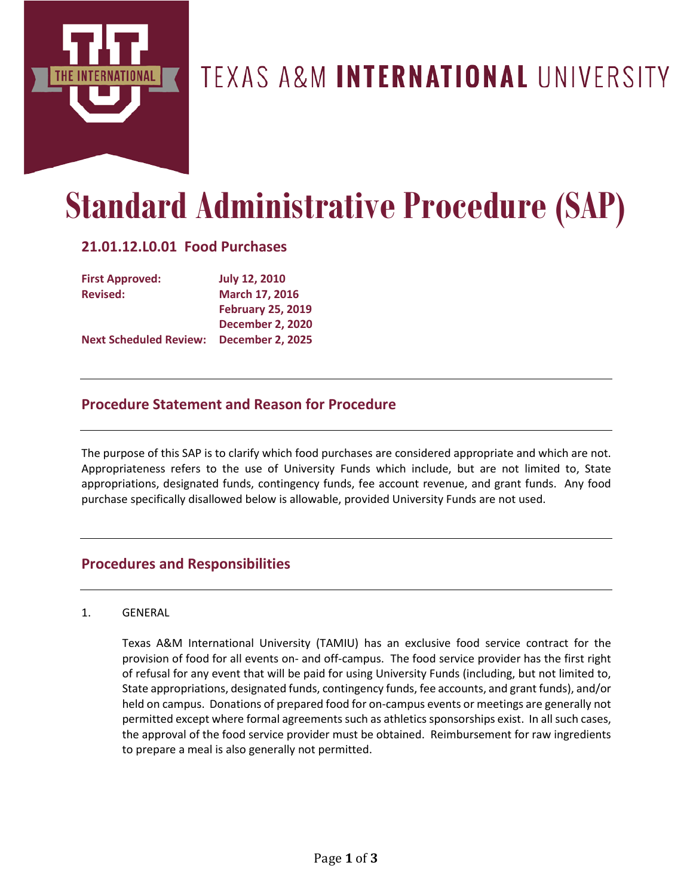TEXAS A&M **INTERNATIONAL** UNIVERSITY

# Standard Administrative Procedure (SAP)

## 21.01.12.L0.01 Food Purchases

| | |
|---|---|
| **First Approved:** | **July 12, 2010** |
| **Revised:** | **March 17, 2016** |
| | **February 25, 2019** |
| | **December 2, 2020** |
| **Next Scheduled Review:** | **December 2, 2025** |

---

## Procedure Statement and Reason for Procedure

---

The purpose of this SAP is to clarify which food purchases are considered appropriate and which are not. Appropriateness refers to the use of University Funds which include, but are not limited to, State appropriations, designated funds, contingency funds, fee account revenue, and grant funds. Any food purchase specifically disallowed below is allowable, provided University Funds are not used.

---

## Procedures and Responsibilities

---

1. GENERAL

   Texas A&M International University (TAMIU) has an exclusive food service contract for the provision of food for all events on- and off-campus. The food service provider has the first right of refusal for any event that will be paid for using University Funds (including, but not limited to, State appropriations, designated funds, contingency funds, fee accounts, and grant funds), and/or held on campus. Donations of prepared food for on-campus events or meetings are generally not permitted except where formal agreements such as athletics sponsorships exist. In all such cases, the approval of the food service provider must be obtained. Reimbursement for raw ingredients to prepare a meal is also generally not permitted.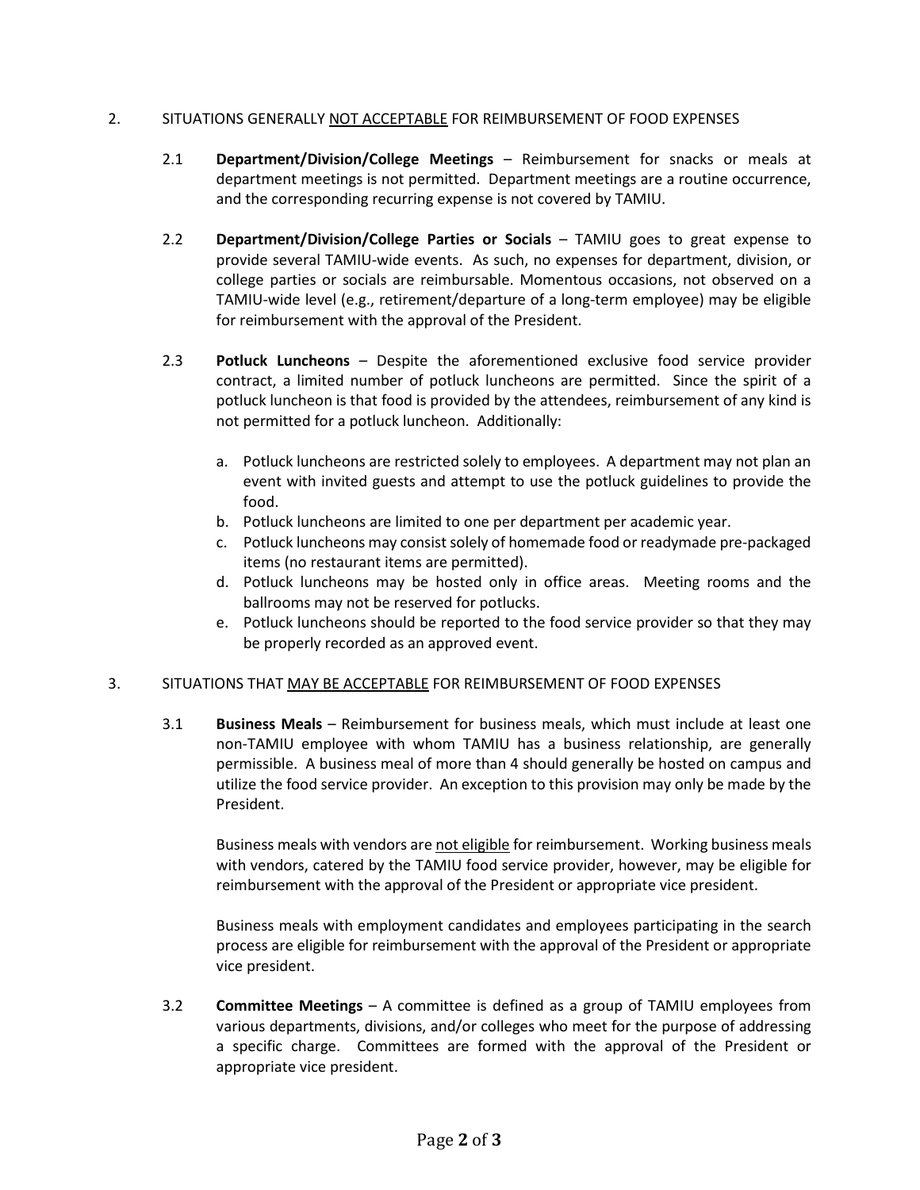## 2. SITUATIONS GENERALLY <u>NOT ACCEPTABLE</u> FOR REIMBURSEMENT OF FOOD EXPENSES

2.1 **Department/Division/College Meetings** – Reimbursement for snacks or meals at department meetings is not permitted. Department meetings are a routine occurrence, and the corresponding recurring expense is not covered by TAMIU.

2.2 **Department/Division/College Parties or Socials** – TAMIU goes to great expense to provide several TAMIU-wide events. As such, no expenses for department, division, or college parties or socials are reimbursable. Momentous occasions, not observed on a TAMIU-wide level (e.g., retirement/departure of a long-term employee) may be eligible for reimbursement with the approval of the President.

2.3 **Potluck Luncheons** – Despite the aforementioned exclusive food service provider contract, a limited number of potluck luncheons are permitted. Since the spirit of a potluck luncheon is that food is provided by the attendees, reimbursement of any kind is not permitted for a potluck luncheon. Additionally:

a. Potluck luncheons are restricted solely to employees. A department may not plan an event with invited guests and attempt to use the potluck guidelines to provide the food.
b. Potluck luncheons are limited to one per department per academic year.
c. Potluck luncheons may consist solely of homemade food or readymade pre-packaged items (no restaurant items are permitted).
d. Potluck luncheons may be hosted only in office areas. Meeting rooms and the ballrooms may not be reserved for potlucks.
e. Potluck luncheons should be reported to the food service provider so that they may be properly recorded as an approved event.

## 3. SITUATIONS THAT <u>MAY BE ACCEPTABLE</u> FOR REIMBURSEMENT OF FOOD EXPENSES

3.1 **Business Meals** – Reimbursement for business meals, which must include at least one non-TAMIU employee with whom TAMIU has a business relationship, are generally permissible. A business meal of more than 4 should generally be hosted on campus and utilize the food service provider. An exception to this provision may only be made by the President.

Business meals with vendors are <u>not eligible</u> for reimbursement. Working business meals with vendors, catered by the TAMIU food service provider, however, may be eligible for reimbursement with the approval of the President or appropriate vice president.

Business meals with employment candidates and employees participating in the search process are eligible for reimbursement with the approval of the President or appropriate vice president.

3.2 **Committee Meetings** – A committee is defined as a group of TAMIU employees from various departments, divisions, and/or colleges who meet for the purpose of addressing a specific charge. Committees are formed with the approval of the President or appropriate vice president.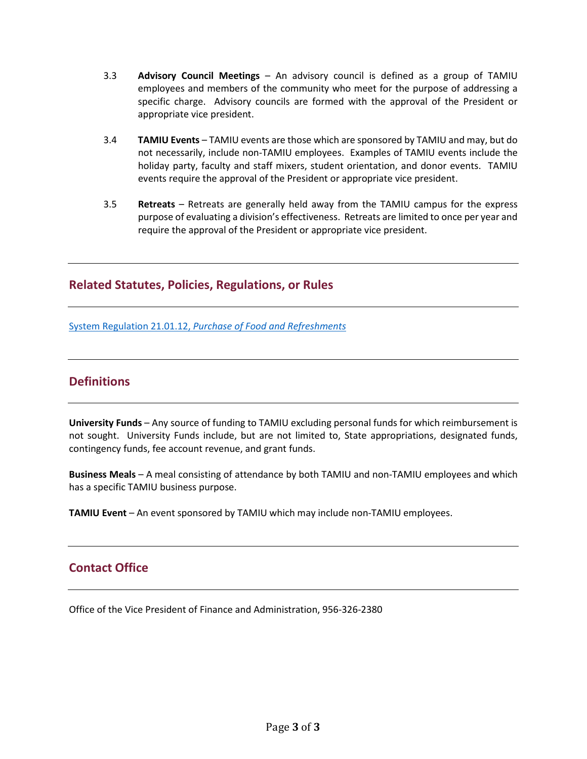3.3 **Advisory Council Meetings** – An advisory council is defined as a group of TAMIU employees and members of the community who meet for the purpose of addressing a specific charge. Advisory councils are formed with the approval of the President or appropriate vice president.

3.4 **TAMIU Events** – TAMIU events are those which are sponsored by TAMIU and may, but do not necessarily, include non-TAMIU employees. Examples of TAMIU events include the holiday party, faculty and staff mixers, student orientation, and donor events. TAMIU events require the approval of the President or appropriate vice president.

3.5 **Retreats** – Retreats are generally held away from the TAMIU campus for the express purpose of evaluating a division's effectiveness. Retreats are limited to once per year and require the approval of the President or appropriate vice president.

## Related Statutes, Policies, Regulations, or Rules

System Regulation 21.01.12, *Purchase of Food and Refreshments*

## Definitions

**University Funds** – Any source of funding to TAMIU excluding personal funds for which reimbursement is not sought. University Funds include, but are not limited to, State appropriations, designated funds, contingency funds, fee account revenue, and grant funds.

**Business Meals** – A meal consisting of attendance by both TAMIU and non-TAMIU employees and which has a specific TAMIU business purpose.

**TAMIU Event** – An event sponsored by TAMIU which may include non-TAMIU employees.

## Contact Office

Office of the Vice President of Finance and Administration, 956-326-2380